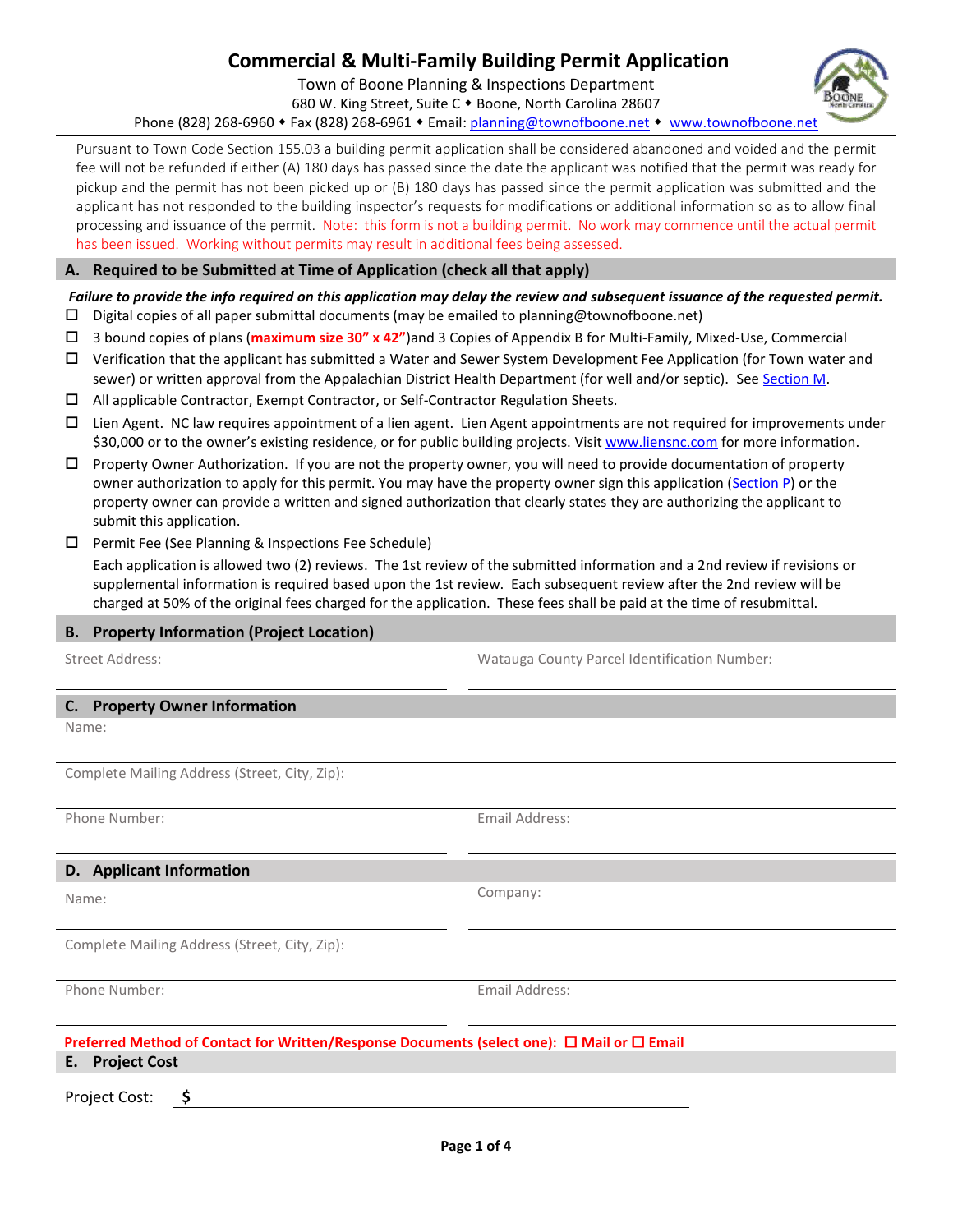# Commercial & Multi-Family Building Permit Application

Town of Boone Planning & Inspections Department
680 W. King Street, Suite C ◆ Boone, North Carolina 28607
Phone (828) 268-6960 ◆ Fax (828) 268-6961 ◆ Email: planning@townofboone.net ◆ www.townofboone.net

Pursuant to Town Code Section 155.03 a building permit application shall be considered abandoned and voided and the permit fee will not be refunded if either (A) 180 days has passed since the date the applicant was notified that the permit was ready for pickup and the permit has not been picked up or (B) 180 days has passed since the permit application was submitted and the applicant has not responded to the building inspector's requests for modifications or additional information so as to allow final processing and issuance of the permit. Note: this form is not a building permit. No work may commence until the actual permit has been issued. Working without permits may result in additional fees being assessed.

## A. Required to be Submitted at Time of Application (check all that apply)

***Failure to provide the info required on this application may delay the review and subsequent issuance of the requested permit.***

- ☐ Digital copies of all paper submittal documents (may be emailed to planning@townofboone.net)
- ☐ 3 bound copies of plans (**maximum size 30" x 42"**)and 3 Copies of Appendix B for Multi-Family, Mixed-Use, Commercial
- ☐ Verification that the applicant has submitted a Water and Sewer System Development Fee Application (for Town water and sewer) or written approval from the Appalachian District Health Department (for well and/or septic). See Section M.
- ☐ All applicable Contractor, Exempt Contractor, or Self-Contractor Regulation Sheets.
- ☐ Lien Agent. NC law requires appointment of a lien agent. Lien Agent appointments are not required for improvements under $30,000 or to the owner's existing residence, or for public building projects. Visit www.liensnc.com for more information.
- ☐ Property Owner Authorization. If you are not the property owner, you will need to provide documentation of property owner authorization to apply for this permit. You may have the property owner sign this application (Section P) or the property owner can provide a written and signed authorization that clearly states they are authorizing the applicant to submit this application.
- ☐ Permit Fee (See Planning & Inspections Fee Schedule)

  Each application is allowed two (2) reviews. The 1st review of the submitted information and a 2nd review if revisions or supplemental information is required based upon the 1st review. Each subsequent review after the 2nd review will be charged at 50% of the original fees charged for the application. These fees shall be paid at the time of resubmittal.

## B. Property Information (Project Location)

Street Address: ______________________

Watauga County Parcel Identification Number: ______________________

## C. Property Owner Information

Name: ______________________

Complete Mailing Address (Street, City, Zip): ______________________

Phone Number: ______________________

Email Address: ______________________

## D. Applicant Information

Name: ______________________

Company: ______________________

Complete Mailing Address (Street, City, Zip): ______________________

Phone Number: ______________________

Email Address: ______________________

**Preferred Method of Contact for Written/Response Documents (select one): ☐ Mail or ☐ Email**

## E. Project Cost

Project Cost: **$** ______________________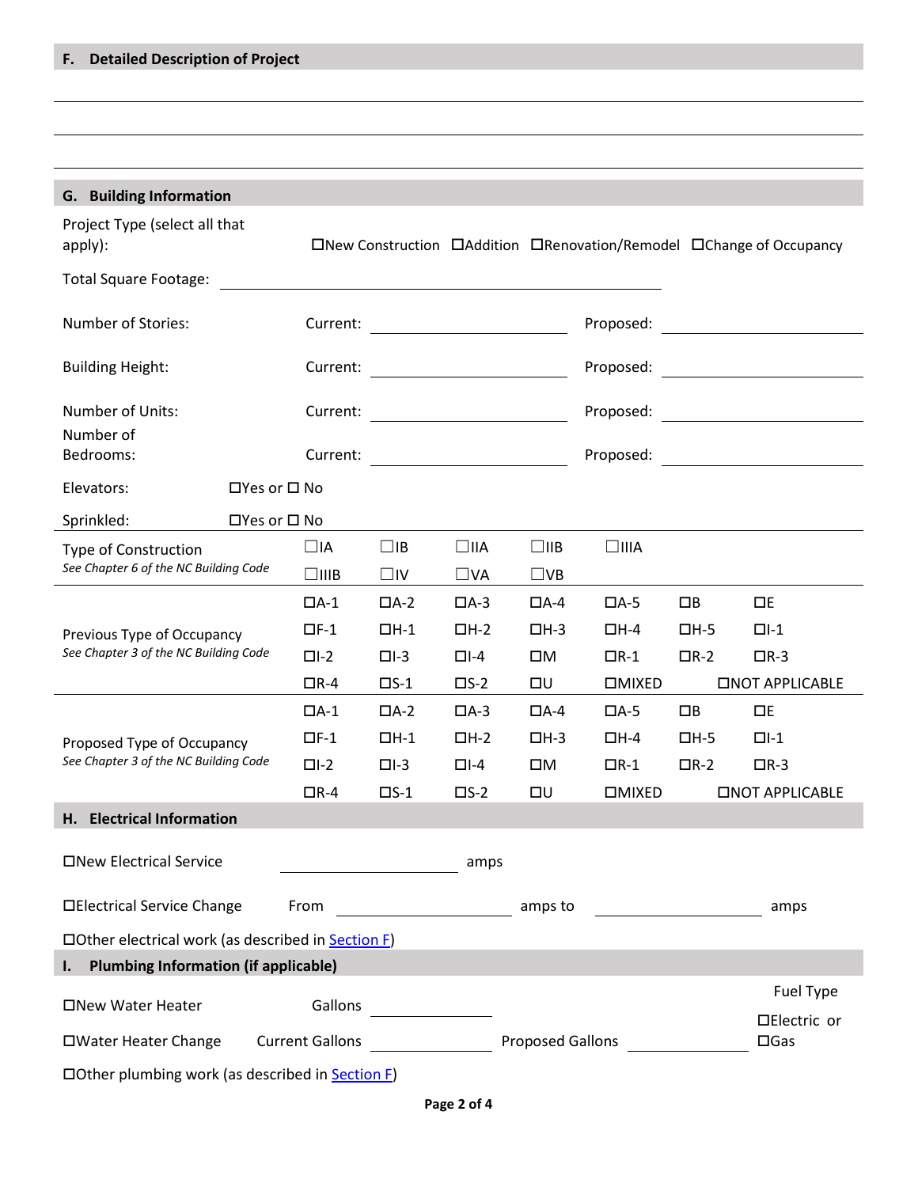## F. Detailed Description of Project

_______________________________________________

_______________________________________________

_______________________________________________

## G. Building Information

Project Type (select all that apply): ☐New Construction ☐Addition ☐Renovation/Remodel ☐Change of Occupancy

Total Square Footage: ____________________

| | Current: | Proposed: |
|---|---|---|
| Number of Stories: | ____________ | ____________ |
| Building Height: | ____________ | ____________ |
| Number of Units: | ____________ | ____________ |
| Number of Bedrooms: | ____________ | ____________ |

Elevators: ☐Yes or ☐ No

Sprinkled: ☐Yes or ☐ No

| | | | | | | | |
|---|---|---|---|---|---|---|---|
| Type of Construction<br>*See Chapter 6 of the NC Building Code* | ☐IA | ☐IB | ☐IIA | ☐IIB | ☐IIIA | | |
| | ☐IIIB | ☐IV | ☐VA | ☐VB | | | |
| Previous Type of Occupancy<br>*See Chapter 3 of the NC Building Code* | ☐A-1 | ☐A-2 | ☐A-3 | ☐A-4 | ☐A-5 | ☐B | ☐E |
| | ☐F-1 | ☐H-1 | ☐H-2 | ☐H-3 | ☐H-4 | ☐H-5 | ☐I-1 |
| | ☐I-2 | ☐I-3 | ☐I-4 | ☐M | ☐R-1 | ☐R-2 | ☐R-3 |
| | ☐R-4 | ☐S-1 | ☐S-2 | ☐U | ☐MIXED | ☐NOT APPLICABLE | |
| Proposed Type of Occupancy<br>*See Chapter 3 of the NC Building Code* | ☐A-1 | ☐A-2 | ☐A-3 | ☐A-4 | ☐A-5 | ☐B | ☐E |
| | ☐F-1 | ☐H-1 | ☐H-2 | ☐H-3 | ☐H-4 | ☐H-5 | ☐I-1 |
| | ☐I-2 | ☐I-3 | ☐I-4 | ☐M | ☐R-1 | ☐R-2 | ☐R-3 |
| | ☐R-4 | ☐S-1 | ☐S-2 | ☐U | ☐MIXED | ☐NOT APPLICABLE | |

## H. Electrical Information

☐New Electrical Service ____________ amps

☐Electrical Service Change From ____________ amps to ____________ amps

☐Other electrical work (as described in Section F)

## I. Plumbing Information (if applicable)

☐New Water Heater Gallons ____________

☐Water Heater Change Current Gallons ____________ Proposed Gallons ____________

Fuel Type ☐Electric or ☐Gas

☐Other plumbing work (as described in Section F)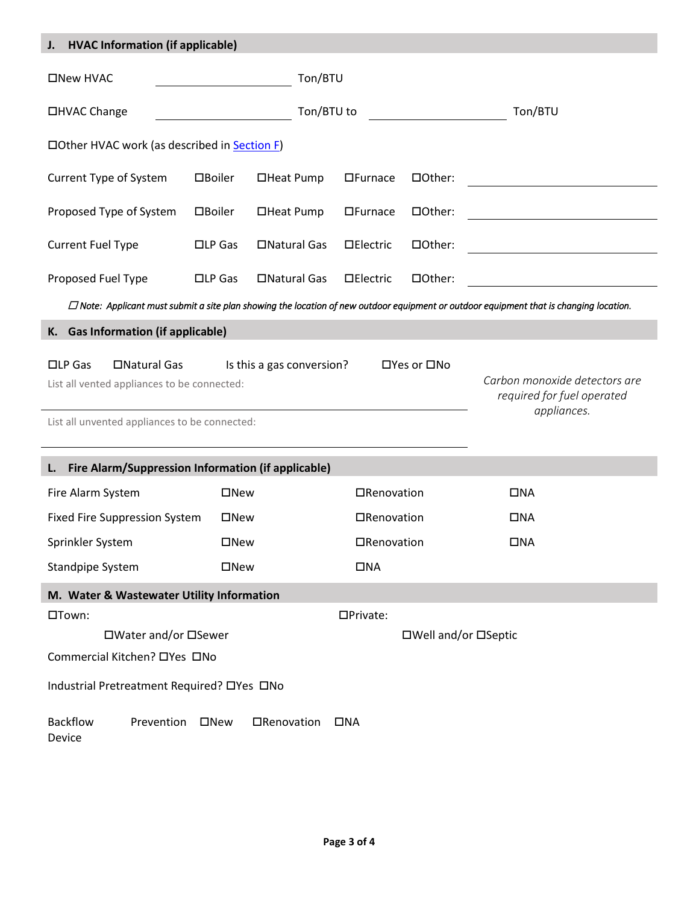## J. HVAC Information (if applicable)

☐New HVAC \_\_\_\_\_\_\_\_\_\_\_\_\_\_\_\_ Ton/BTU

☐HVAC Change \_\_\_\_\_\_\_\_\_\_\_\_\_\_\_\_ Ton/BTU to \_\_\_\_\_\_\_\_\_\_\_\_\_\_\_\_ Ton/BTU

☐Other HVAC work (as described in Section F)

| | | | | | |
|---|---|---|---|---|---|
| Current Type of System | ☐Boiler | ☐Heat Pump | ☐Furnace | ☐Other: | \_\_\_\_\_\_\_\_\_\_\_\_\_\_\_\_ |
| Proposed Type of System | ☐Boiler | ☐Heat Pump | ☐Furnace | ☐Other: | \_\_\_\_\_\_\_\_\_\_\_\_\_\_\_\_ |
| Current Fuel Type | ☐LP Gas | ☐Natural Gas | ☐Electric | ☐Other: | \_\_\_\_\_\_\_\_\_\_\_\_\_\_\_\_ |
| Proposed Fuel Type | ☐LP Gas | ☐Natural Gas | ☐Electric | ☐Other: | \_\_\_\_\_\_\_\_\_\_\_\_\_\_\_\_ |

☐ *Note: Applicant must submit a site plan showing the location of new outdoor equipment or outdoor equipment that is changing location.*

## K. Gas Information (if applicable)

☐LP Gas ☐Natural Gas Is this a gas conversion? ☐Yes or ☐No

List all vented appliances to be connected: \_\_\_\_\_\_\_\_\_\_\_\_\_\_\_\_\_\_\_\_\_\_\_\_\_\_\_\_\_\_\_\_

List all unvented appliances to be connected: \_\_\_\_\_\_\_\_\_\_\_\_\_\_\_\_\_\_\_\_\_\_\_\_\_\_\_\_\_\_\_\_

*Carbon monoxide detectors are required for fuel operated appliances.*

## L. Fire Alarm/Suppression Information (if applicable)

| | | | |
|---|---|---|---|
| Fire Alarm System | ☐New | ☐Renovation | ☐NA |
| Fixed Fire Suppression System | ☐New | ☐Renovation | ☐NA |
| Sprinkler System | ☐New | ☐Renovation | ☐NA |
| Standpipe System | ☐New | ☐NA | |

## M. Water & Wastewater Utility Information

☐Town: ☐Water and/or ☐Sewer

☐Private: ☐Well and/or ☐Septic

Commercial Kitchen? ☐Yes ☐No

Industrial Pretreatment Required? ☐Yes ☐No

Backflow Prevention Device ☐New ☐Renovation ☐NA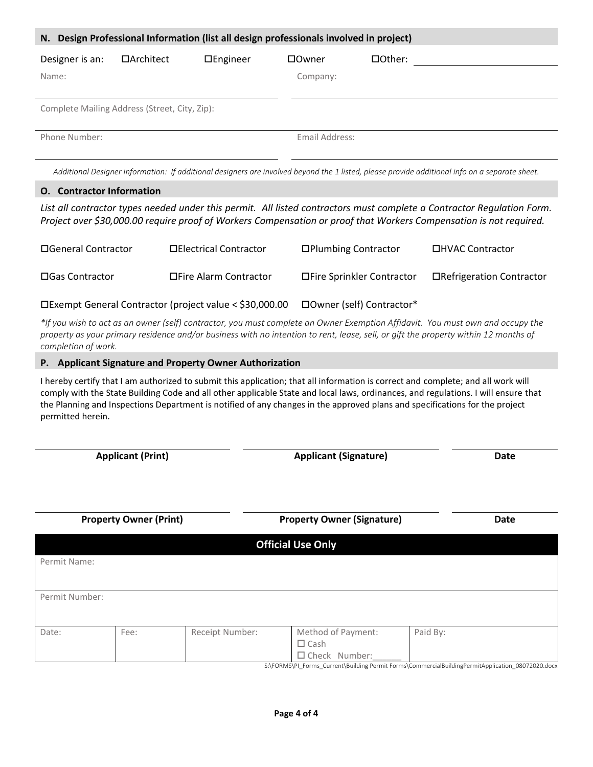## N. Design Professional Information (list all design professionals involved in project)

Designer is an: ☐Architect ☐Engineer ☐Owner ☐Other: ____________________

Name: ____________________ Company: ____________________

Complete Mailing Address (Street, City, Zip): ____________________

Phone Number: ____________________ Email Address: ____________________

*Additional Designer Information: If additional designers are involved beyond the 1 listed, please provide additional info on a separate sheet.*

## O. Contractor Information

*List all contractor types needed under this permit. All listed contractors must complete a Contractor Regulation Form. Project over $30,000.00 require proof of Workers Compensation or proof that Workers Compensation is not required.*

☐General Contractor ☐Electrical Contractor ☐Plumbing Contractor ☐HVAC Contractor

☐Gas Contractor ☐Fire Alarm Contractor ☐Fire Sprinkler Contractor ☐Refrigeration Contractor

☐Exempt General Contractor (project value < $30,000.00 ☐Owner (self) Contractor*

*\*If you wish to act as an owner (self) contractor, you must complete an Owner Exemption Affidavit. You must own and occupy the property as your primary residence and/or business with no intention to rent, lease, sell, or gift the property within 12 months of completion of work.*

## P. Applicant Signature and Property Owner Authorization

I hereby certify that I am authorized to submit this application; that all information is correct and complete; and all work will comply with the State Building Code and all other applicable State and local laws, ordinances, and regulations. I will ensure that the Planning and Inspections Department is notified of any changes in the approved plans and specifications for the project permitted herein.

____________________ ____________________ ____________________

**Applicant (Print)** **Applicant (Signature)** **Date**

____________________ ____________________ ____________________

**Property Owner (Print)** **Property Owner (Signature)** **Date**

## Official Use Only

| | | | | |
|---|---|---|---|---|
| Permit Name: | | | | |
| Permit Number: | | | | |
| Date: | Fee: | Receipt Number: | Method of Payment:<br>☐ Cash<br>☐ Check Number:______ | Paid By: |

S:\FORMS\PI_Forms_Current\Building Permit Forms\CommercialBuildingPermitApplication_08072020.docx